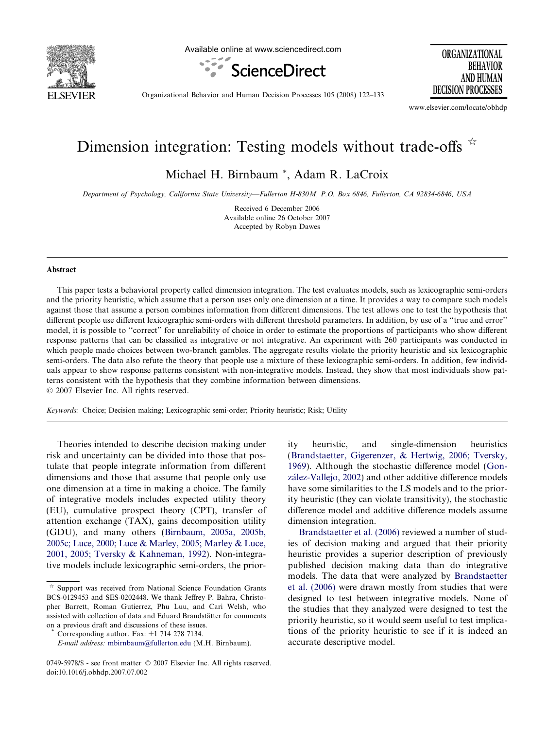# Dimension integration: Testing models without trade-offs ☆

Michael H. Birnbaum *, Adam R. LaCroix

*Department of Psychology, California State University—Fullerton H-830M, P.O. Box 6846, Fullerton, CA 92834-6846, USA*

Received 6 December 2006
Available online 26 October 2007
Accepted by Robyn Dawes

## Abstract

This paper tests a behavioral property called dimension integration. The test evaluates models, such as lexicographic semi-orders and the priority heuristic, which assume that a person uses only one dimension at a time. It provides a way to compare such models against those that assume a person combines information from different dimensions. The test allows one to test the hypothesis that different people use different lexicographic semi-orders with different threshold parameters. In addition, by use of a "true and error" model, it is possible to "correct" for unreliability of choice in order to estimate the proportions of participants who show different response patterns that can be classified as integrative or not integrative. An experiment with 260 participants was conducted in which people made choices between two-branch gambles. The aggregate results violate the priority heuristic and six lexicographic semi-orders. The data also refute the theory that people use a mixture of these lexicographic semi-orders. In addition, few individuals appear to show response patterns consistent with non-integrative models. Instead, they show that most individuals show patterns consistent with the hypothesis that they combine information between dimensions.
© 2007 Elsevier Inc. All rights reserved.

*Keywords:* Choice; Decision making; Lexicographic semi-order; Priority heuristic; Risk; Utility

Theories intended to describe decision making under risk and uncertainty can be divided into those that postulate that people integrate information from different dimensions and those that assume that people only use one dimension at a time in making a choice. The family of integrative models includes expected utility theory (EU), cumulative prospect theory (CPT), transfer of attention exchange (TAX), gains decomposition utility (GDU), and many others (Birnbaum, 2005a, 2005b, 2005c; Luce, 2000; Luce & Marley, 2005; Marley & Luce, 2001, 2005; Tversky & Kahneman, 1992). Non-integrative models include lexicographic semi-orders, the priority heuristic, and single-dimension heuristics (Brandstaetter, Gigerenzer, & Hertwig, 2006; Tversky, 1969). Although the stochastic difference model (González-Vallejo, 2002) and other additive difference models have some similarities to the LS models and to the priority heuristic (they can violate transitivity), the stochastic difference model and additive difference models assume dimension integration.

Brandstaetter et al. (2006) reviewed a number of studies of decision making and argued that their priority heuristic provides a superior description of previously published decision making data than do integrative models. The data that were analyzed by Brandstaetter et al. (2006) were drawn mostly from studies that were designed to test between integrative models. None of the studies that they analyzed were designed to test the priority heuristic, so it would seem useful to test implications of the priority heuristic to see if it is indeed an accurate descriptive model.

☆ Support was received from National Science Foundation Grants BCS-0129453 and SES-0202448. We thank Jeffrey P. Bahra, Christopher Barrett, Roman Gutierrez, Phu Luu, and Cari Welsh, who assisted with collection of data and Eduard Brandstätter for comments on a previous draft and discussions of these issues.

\* Corresponding author. Fax: +1 714 278 7134.
*E-mail address:* mbirnbaum@fullerton.edu (M.H. Birnbaum).

0749-5978/$ - see front matter © 2007 Elsevier Inc. All rights reserved.
doi:10.1016/j.obhdp.2007.07.002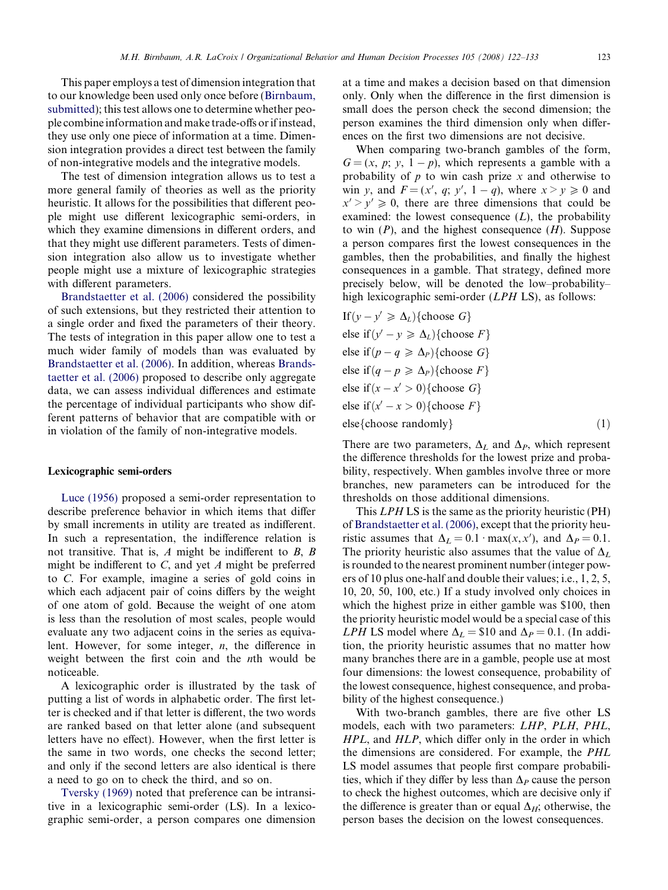This paper employs a test of dimension integration that to our knowledge been used only once before (Birnbaum, submitted); this test allows one to determine whether people combine information and make trade-offs or if instead, they use only one piece of information at a time. Dimension integration provides a direct test between the family of non-integrative models and the integrative models.

The test of dimension integration allows us to test a more general family of theories as well as the priority heuristic. It allows for the possibilities that different people might use different lexicographic semi-orders, in which they examine dimensions in different orders, and that they might use different parameters. Tests of dimension integration also allow us to investigate whether people might use a mixture of lexicographic strategies with different parameters.

Brandstaetter et al. (2006) considered the possibility of such extensions, but they restricted their attention to a single order and fixed the parameters of their theory. The tests of integration in this paper allow one to test a much wider family of models than was evaluated by Brandstaetter et al. (2006). In addition, whereas Brandstaetter et al. (2006) proposed to describe only aggregate data, we can assess individual differences and estimate the percentage of individual participants who show different patterns of behavior that are compatible with or in violation of the family of non-integrative models.

## Lexicographic semi-orders

Luce (1956) proposed a semi-order representation to describe preference behavior in which items that differ by small increments in utility are treated as indifferent. In such a representation, the indifference relation is not transitive. That is, $A$ might be indifferent to $B$, $B$ might be indifferent to $C$, and yet $A$ might be preferred to $C$. For example, imagine a series of gold coins in which each adjacent pair of coins differs by the weight of one atom of gold. Because the weight of one atom is less than the resolution of most scales, people would evaluate any two adjacent coins in the series as equivalent. However, for some integer, $n$, the difference in weight between the first coin and the $n$th would be noticeable.

A lexicographic order is illustrated by the task of putting a list of words in alphabetic order. The first letter is checked and if that letter is different, the two words are ranked based on that letter alone (and subsequent letters have no effect). However, when the first letter is the same in two words, one checks the second letter; and only if the second letters are also identical is there a need to go on to check the third, and so on.

Tversky (1969) noted that preference can be intransitive in a lexicographic semi-order (LS). In a lexicographic semi-order, a person compares one dimension at a time and makes a decision based on that dimension only. Only when the difference in the first dimension is small does the person check the second dimension; the person examines the third dimension only when differences on the first two dimensions are not decisive.

When comparing two-branch gambles of the form, $G = (x,\ p;\ y,\ 1-p)$, which represents a gamble with a probability of $p$ to win cash prize $x$ and otherwise to win $y$, and $F = (x',\ q;\ y',\ 1-q)$, where $x > y \geqslant 0$ and $x' > y' \geqslant 0$, there are three dimensions that could be examined: the lowest consequence ($L$), the probability to win ($P$), and the highest consequence ($H$). Suppose a person compares first the lowest consequences in the gambles, then the probabilities, and finally the highest consequences in a gamble. That strategy, defined more precisely below, will be denoted the low–probability–high lexicographic semi-order (*LPH* LS), as follows:

$$
\begin{aligned}
&\text{If}\,(y - y' \geqslant \Delta_L)\{\text{choose } G\}\\
&\text{else if}\,(y' - y \geqslant \Delta_L)\{\text{choose } F\}\\
&\text{else if}\,(p - q \geqslant \Delta_P)\{\text{choose } G\}\\
&\text{else if}\,(q - p \geqslant \Delta_P)\{\text{choose } F\}\\
&\text{else if}\,(x - x' > 0)\{\text{choose } G\}\\
&\text{else if}\,(x' - x > 0)\{\text{choose } F\}\\
&\text{else}\{\text{choose randomly}\} \qquad (1)
\end{aligned}
$$

There are two parameters, $\Delta_L$ and $\Delta_P$, which represent the difference thresholds for the lowest prize and probability, respectively. When gambles involve three or more branches, new parameters can be introduced for the thresholds on those additional dimensions.

This *LPH* LS is the same as the priority heuristic (PH) of Brandstaetter et al. (2006), except that the priority heuristic assumes that $\Delta_L = 0.1 \cdot \max(x, x')$, and $\Delta_P = 0.1$. The priority heuristic also assumes that the value of $\Delta_L$ is rounded to the nearest prominent number (integer powers of 10 plus one-half and double their values; i.e., 1, 2, 5, 10, 20, 50, 100, etc.) If a study involved only choices in which the highest prize in either gamble was \$100, then the priority heuristic model would be a special case of this *LPH* LS model where $\Delta_L = \$10$ and $\Delta_P = 0.1$. (In addition, the priority heuristic assumes that no matter how many branches there are in a gamble, people use at most four dimensions: the lowest consequence, probability of the lowest consequence, highest consequence, and probability of the highest consequence.)

With two-branch gambles, there are five other LS models, each with two parameters: *LHP*, *PLH*, *PHL*, *HPL*, and *HLP*, which differ only in the order in which the dimensions are considered. For example, the *PHL* LS model assumes that people first compare probabilities, which if they differ by less than $\Delta_P$ cause the person to check the highest outcomes, which are decisive only if the difference is greater than or equal $\Delta_H$; otherwise, the person bases the decision on the lowest consequences.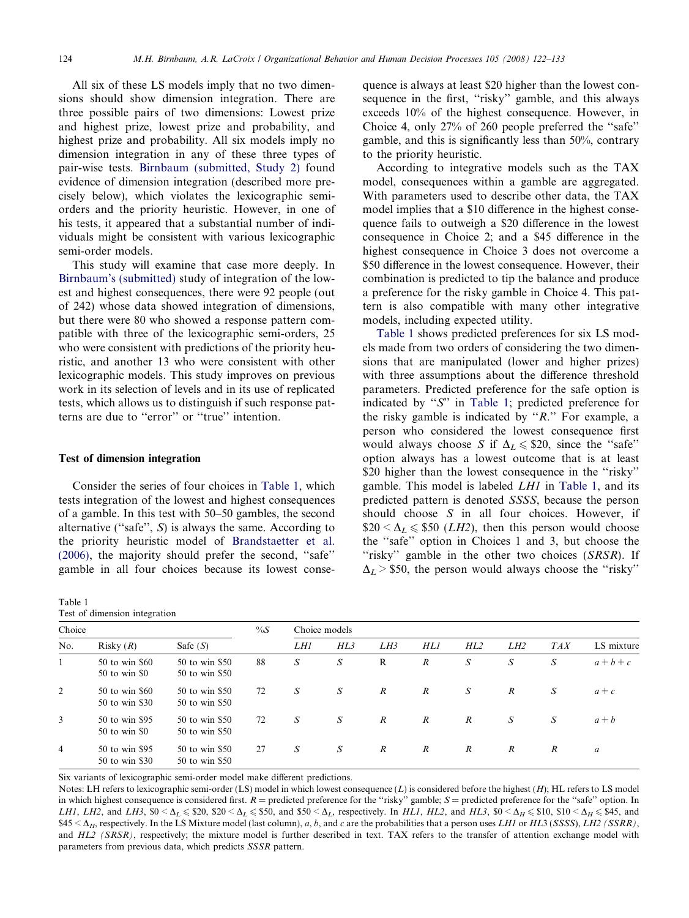All six of these LS models imply that no two dimensions should show dimension integration. There are three possible pairs of two dimensions: Lowest prize and highest prize, lowest prize and probability, and highest prize and probability. All six models imply no dimension integration in any of these three types of pair-wise tests. Birnbaum (submitted, Study 2) found evidence of dimension integration (described more precisely below), which violates the lexicographic semi-orders and the priority heuristic. However, in one of his tests, it appeared that a substantial number of individuals might be consistent with various lexicographic semi-order models.

This study will examine that case more deeply. In Birnbaum's (submitted) study of integration of the lowest and highest consequences, there were 92 people (out of 242) whose data showed integration of dimensions, but there were 80 who showed a response pattern compatible with three of the lexicographic semi-orders, 25 who were consistent with predictions of the priority heuristic, and another 13 who were consistent with other lexicographic models. This study improves on previous work in its selection of levels and in its use of replicated tests, which allows us to distinguish if such response patterns are due to "error" or "true" intention.

## Test of dimension integration

Consider the series of four choices in Table 1, which tests integration of the lowest and highest consequences of a gamble. In this test with 50–50 gambles, the second alternative ("safe", $S$) is always the same. According to the priority heuristic model of Brandstaetter et al. (2006), the majority should prefer the second, "safe" gamble in all four choices because its lowest consequence is always at least \$20 higher than the lowest consequence in the first, "risky" gamble, and this always exceeds 10% of the highest consequence. However, in Choice 4, only 27% of 260 people preferred the "safe" gamble, and this is significantly less than 50%, contrary to the priority heuristic.

According to integrative models such as the TAX model, consequences within a gamble are aggregated. With parameters used to describe other data, the TAX model implies that a \$10 difference in the highest consequence fails to outweigh a \$20 difference in the lowest consequence in Choice 2; and a \$45 difference in the highest consequence in Choice 3 does not overcome a \$50 difference in the lowest consequence. However, their combination is predicted to tip the balance and produce a preference for the risky gamble in Choice 4. This pattern is also compatible with many other integrative models, including expected utility.

Table 1 shows predicted preferences for six LS models made from two orders of considering the two dimensions that are manipulated (lower and higher prizes) with three assumptions about the difference threshold parameters. Predicted preference for the safe option is indicated by "$S$" in Table 1; predicted preference for the risky gamble is indicated by "$R$." For example, a person who considered the lowest consequence first would always choose $S$ if $\Delta_L \leqslant \$20$, since the "safe" option always has a lowest outcome that is at least \$20 higher than the lowest consequence in the "risky" gamble. This model is labeled *LH1* in Table 1, and its predicted pattern is denoted *SSSS*, because the person should choose $S$ in all four choices. However, if $\$20 < \Delta_L \leqslant \$50$ (*LH2*), then this person would choose the "safe" option in Choices 1 and 3, but choose the "risky" gamble in the other two choices (*SRSR*). If $\Delta_L > \$50$, the person would always choose the "risky"

Table 1
Test of dimension integration

| Choice | | | %S | Choice models | | | | | | | |
|---|---|---|---|---|---|---|---|---|---|---|---|
| No. | Risky ($R$) | Safe ($S$) | | *LH1* | *HL3* | *LH3* | *HL1* | *HL2* | *LH2* | *TAX* | LS mixture |
| 1 | 50 to win \$60<br>50 to win \$0 | 50 to win \$50<br>50 to win \$50 | 88 | $S$ | $S$ | R | $R$ | $S$ | $S$ | $S$ | $a + b + c$ |
| 2 | 50 to win \$60<br>50 to win \$30 | 50 to win \$50<br>50 to win \$50 | 72 | $S$ | $S$ | $R$ | $R$ | $S$ | $R$ | $S$ | $a + c$ |
| 3 | 50 to win \$95<br>50 to win \$0 | 50 to win \$50<br>50 to win \$50 | 72 | $S$ | $S$ | $R$ | $R$ | $R$ | $S$ | $S$ | $a + b$ |
| 4 | 50 to win \$95<br>50 to win \$30 | 50 to win \$50<br>50 to win \$50 | 27 | $S$ | $S$ | $R$ | $R$ | $R$ | $R$ | $R$ | $a$ |

Six variants of lexicographic semi-order model make different predictions.

Notes: LH refers to lexicographic semi-order (LS) model in which lowest consequence ($L$) is considered before the highest ($H$); HL refers to LS model in which highest consequence is considered first. $R$ = predicted preference for the "risky" gamble; $S$ = predicted preference for the "safe" option. In *LH1*, *LH2*, and *LH3*, $\$0 < \Delta_L \leqslant \$20$, $\$20 < \Delta_L \leqslant \$50$, and $\$50 < \Delta_L$, respectively. In *HL1*, *HL2*, and *HL3*, $\$0 < \Delta_H \leqslant \$10$, $\$10 < \Delta_H \leqslant \$45$, and $\$45 < \Delta_H$, respectively. In the LS Mixture model (last column), $a$, $b$, and $c$ are the probabilities that a person uses *LH1* or *HL3* (*SSSS*), *LH2 (SSRR)*, and *HL2 (SRSR)*, respectively; the mixture model is further described in text. TAX refers to the transfer of attention exchange model with parameters from previous data, which predicts *SSSR* pattern.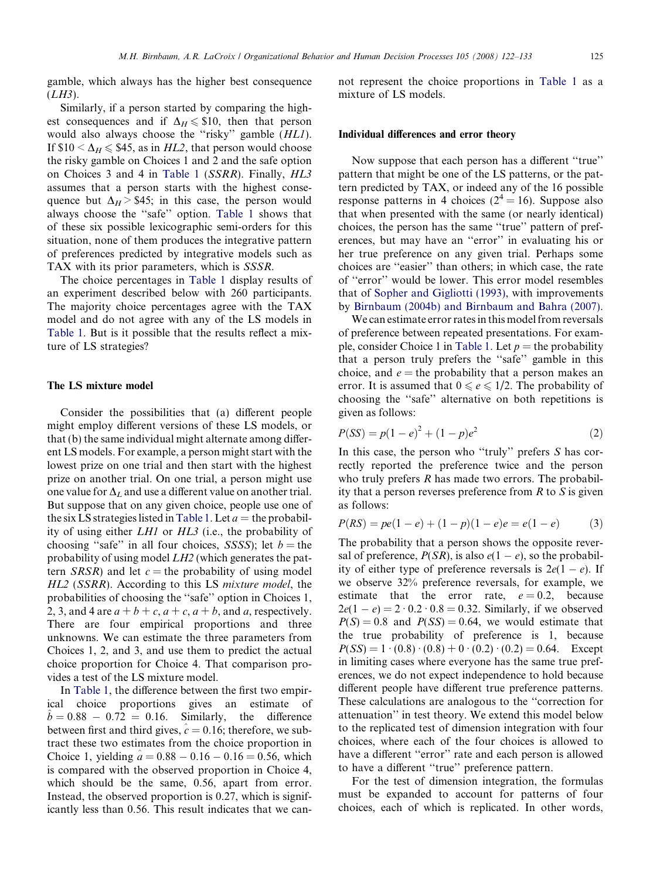gamble, which always has the higher best consequence (*LH3*).

Similarly, if a person started by comparing the highest consequences and if $\Delta_H \leqslant \$10$, then that person would also always choose the "risky" gamble (*HL1*). If $\$10 < \Delta_H \leqslant \$45$, as in *HL2*, that person would choose the risky gamble on Choices 1 and 2 and the safe option on Choices 3 and 4 in Table 1 (*SSRR*). Finally, *HL3* assumes that a person starts with the highest consequence but $\Delta_H > \$45$; in this case, the person would always choose the "safe" option. Table 1 shows that of these six possible lexicographic semi-orders for this situation, none of them produces the integrative pattern of preferences predicted by integrative models such as TAX with its prior parameters, which is *SSSR*.

The choice percentages in Table 1 display results of an experiment described below with 260 participants. The majority choice percentages agree with the TAX model and do not agree with any of the LS models in Table 1. But is it possible that the results reflect a mixture of LS strategies?

## The LS mixture model

Consider the possibilities that (a) different people might employ different versions of these LS models, or that (b) the same individual might alternate among different LS models. For example, a person might start with the lowest prize on one trial and then start with the highest prize on another trial. On one trial, a person might use one value for $\Delta_L$ and use a different value on another trial. But suppose that on any given choice, people use one of the six LS strategies listed in Table 1. Let $a$ = the probability of using either *LH1* or *HL3* (i.e., the probability of choosing "safe" in all four choices, *SSSS*); let $b$ = the probability of using model *LH2* (which generates the pattern *SRSR*) and let $c$ = the probability of using model *HL2* (*SSRR*). According to this LS *mixture model*, the probabilities of choosing the "safe" option in Choices 1, 2, 3, and 4 are $a + b + c$, $a + c$, $a + b$, and $a$, respectively. There are four empirical proportions and three unknowns. We can estimate the three parameters from Choices 1, 2, and 3, and use them to predict the actual choice proportion for Choice 4. That comparison provides a test of the LS mixture model.

In Table 1, the difference between the first two empirical choice proportions gives an estimate of $\hat{b} = 0.88 - 0.72 = 0.16$. Similarly, the difference between first and third gives, $\hat{c} = 0.16$; therefore, we subtract these two estimates from the choice proportion in Choice 1, yielding $\hat{a} = 0.88 - 0.16 - 0.16 = 0.56$, which is compared with the observed proportion in Choice 4, which should be the same, 0.56, apart from error. Instead, the observed proportion is 0.27, which is significantly less than 0.56. This result indicates that we cannot represent the choice proportions in Table 1 as a mixture of LS models.

## Individual differences and error theory

Now suppose that each person has a different "true" pattern that might be one of the LS patterns, or the pattern predicted by TAX, or indeed any of the 16 possible response patterns in 4 choices ($2^4 = 16$). Suppose also that when presented with the same (or nearly identical) choices, the person has the same "true" pattern of preferences, but may have an "error" in evaluating his or her true preference on any given trial. Perhaps some choices are "easier" than others; in which case, the rate of "error" would be lower. This error model resembles that of Sopher and Gigliotti (1993), with improvements by Birnbaum (2004b) and Birnbaum and Bahra (2007).

We can estimate error rates in this model from reversals of preference between repeated presentations. For example, consider Choice 1 in Table 1. Let $p$ = the probability that a person truly prefers the "safe" gamble in this choice, and $e$ = the probability that a person makes an error. It is assumed that $0 \leqslant e \leqslant 1/2$. The probability of choosing the "safe" alternative on both repetitions is given as follows:

$$P(SS) = p(1-e)^2 + (1-p)e^2 \tag{2}$$

In this case, the person who "truly" prefers $S$ has correctly reported the preference twice and the person who truly prefers $R$ has made two errors. The probability that a person reverses preference from $R$ to $S$ is given as follows:

$$P(RS) = pe(1-e) + (1-p)(1-e)e = e(1-e) \tag{3}$$

The probability that a person shows the opposite reversal of preference, $P(SR)$, is also $e(1-e)$, so the probability of either type of preference reversals is $2e(1-e)$. If we observe 32% preference reversals, for example, we estimate that the error rate, $e = 0.2$, because $2e(1-e) = 2 \cdot 0.2 \cdot 0.8 = 0.32$. Similarly, if we observed $P(S) = 0.8$ and $P(SS) = 0.64$, we would estimate that the true probability of preference is 1, because $P(SS) = 1 \cdot (0.8) \cdot (0.8) + 0 \cdot (0.2) \cdot (0.2) = 0.64$. Except in limiting cases where everyone has the same true preferences, we do not expect independence to hold because different people have different true preference patterns. These calculations are analogous to the "correction for attenuation" in test theory. We extend this model below to the replicated test of dimension integration with four choices, where each of the four choices is allowed to have a different "error" rate and each person is allowed to have a different "true" preference pattern.

For the test of dimension integration, the formulas must be expanded to account for patterns of four choices, each of which is replicated. In other words,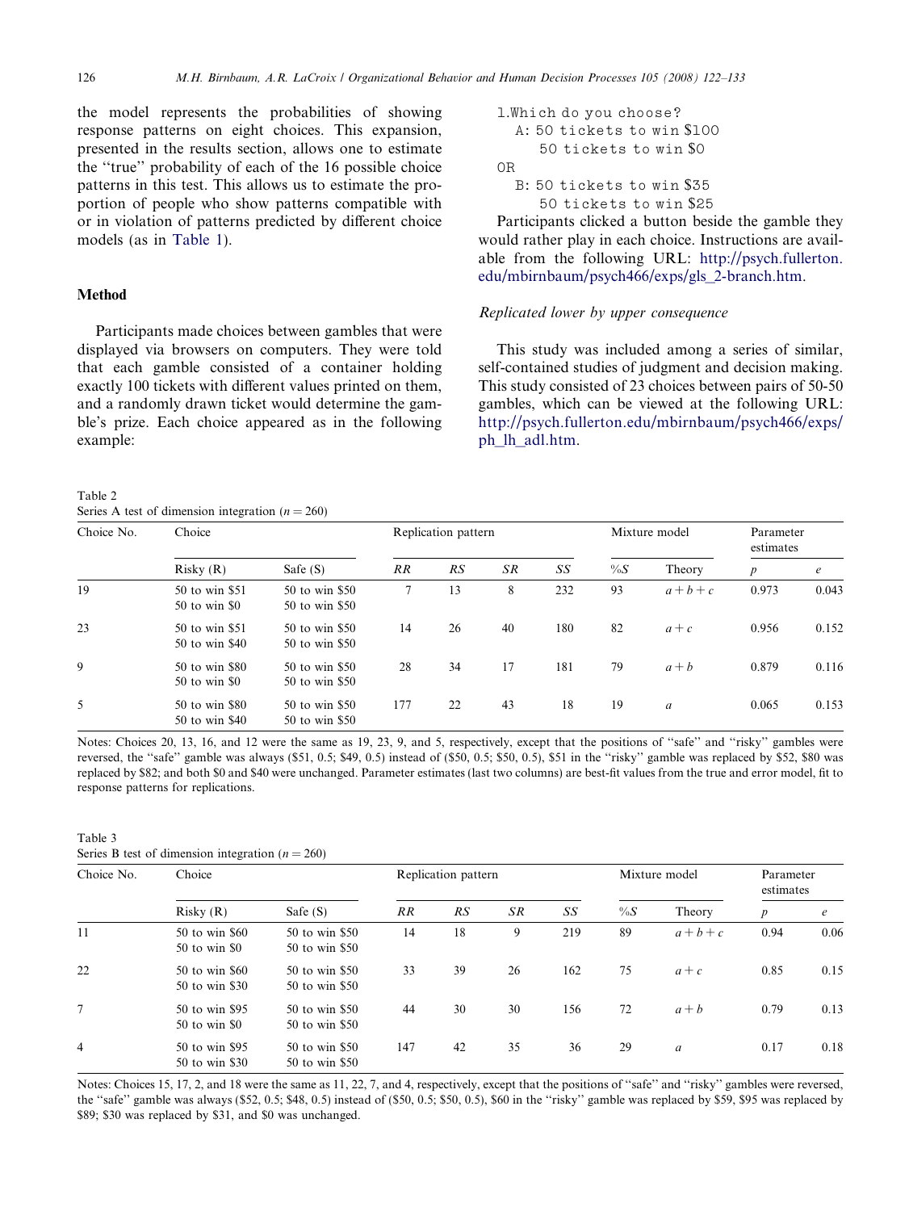the model represents the probabilities of showing response patterns on eight choices. This expansion, presented in the results section, allows one to estimate the "true" probability of each of the 16 possible choice patterns in this test. This allows us to estimate the proportion of people who show patterns compatible with or in violation of patterns predicted by different choice models (as in Table 1).

## Method

Participants made choices between gambles that were displayed via browsers on computers. They were told that each gamble consisted of a container holding exactly 100 tickets with different values printed on them, and a randomly drawn ticket would determine the gamble's prize. Each choice appeared as in the following example:

```
1.Which do you choose?
  A: 50 tickets to win $100
     50 tickets to win $0
OR
  B: 50 tickets to win $35
     50 tickets to win $25
```

Participants clicked a button beside the gamble they would rather play in each choice. Instructions are available from the following URL: http://psych.fullerton.edu/mbirnbaum/psych466/exps/gls_2-branch.htm.

### *Replicated lower by upper consequence*

This study was included among a series of similar, self-contained studies of judgment and decision making. This study consisted of 23 choices between pairs of 50-50 gambles, which can be viewed at the following URL: http://psych.fullerton.edu/mbirnbaum/psych466/exps/ph_lh_adl.htm.

Table 2
Series A test of dimension integration ($n = 260$)

| Choice No. | Choice | | Replication pattern | | | | Mixture model | | Parameter estimates | |
|---|---|---|---|---|---|---|---|---|---|---|
| | Risky (R) | Safe (S) | *RR* | *RS* | *SR* | *SS* | %*S* | Theory | *p* | *e* |
| 19 | 50 to win \$51<br>50 to win \$0 | 50 to win \$50<br>50 to win \$50 | 7 | 13 | 8 | 232 | 93 | $a + b + c$ | 0.973 | 0.043 |
| 23 | 50 to win \$51<br>50 to win \$40 | 50 to win \$50<br>50 to win \$50 | 14 | 26 | 40 | 180 | 82 | $a + c$ | 0.956 | 0.152 |
| 9 | 50 to win \$80<br>50 to win \$0 | 50 to win \$50<br>50 to win \$50 | 28 | 34 | 17 | 181 | 79 | $a + b$ | 0.879 | 0.116 |
| 5 | 50 to win \$80<br>50 to win \$40 | 50 to win \$50<br>50 to win \$50 | 177 | 22 | 43 | 18 | 19 | $a$ | 0.065 | 0.153 |

Notes: Choices 20, 13, 16, and 12 were the same as 19, 23, 9, and 5, respectively, except that the positions of "safe" and "risky" gambles were reversed, the "safe" gamble was always (\$51, 0.5; \$49, 0.5) instead of (\$50, 0.5; \$50, 0.5), \$51 in the "risky" gamble was replaced by \$52, \$80 was replaced by \$82; and both \$0 and \$40 were unchanged. Parameter estimates (last two columns) are best-fit values from the true and error model, fit to response patterns for replications.

Table 3
Series B test of dimension integration ($n = 260$)

| Choice No. | Choice | | Replication pattern | | | | Mixture model | | Parameter estimates | |
|---|---|---|---|---|---|---|---|---|---|---|
| | Risky (R) | Safe (S) | *RR* | *RS* | *SR* | *SS* | %*S* | Theory | *p* | *e* |
| 11 | 50 to win \$60<br>50 to win \$0 | 50 to win \$50<br>50 to win \$50 | 14 | 18 | 9 | 219 | 89 | $a + b + c$ | 0.94 | 0.06 |
| 22 | 50 to win \$60<br>50 to win \$30 | 50 to win \$50<br>50 to win \$50 | 33 | 39 | 26 | 162 | 75 | $a + c$ | 0.85 | 0.15 |
| 7 | 50 to win \$95<br>50 to win \$0 | 50 to win \$50<br>50 to win \$50 | 44 | 30 | 30 | 156 | 72 | $a + b$ | 0.79 | 0.13 |
| 4 | 50 to win \$95<br>50 to win \$30 | 50 to win \$50<br>50 to win \$50 | 147 | 42 | 35 | 36 | 29 | $a$ | 0.17 | 0.18 |

Notes: Choices 15, 17, 2, and 18 were the same as 11, 22, 7, and 4, respectively, except that the positions of "safe" and "risky" gambles were reversed, the "safe" gamble was always (\$52, 0.5; \$48, 0.5) instead of (\$50, 0.5; \$50, 0.5), \$60 in the "risky" gamble was replaced by \$59, \$95 was replaced by \$89; \$30 was replaced by \$31, and \$0 was unchanged.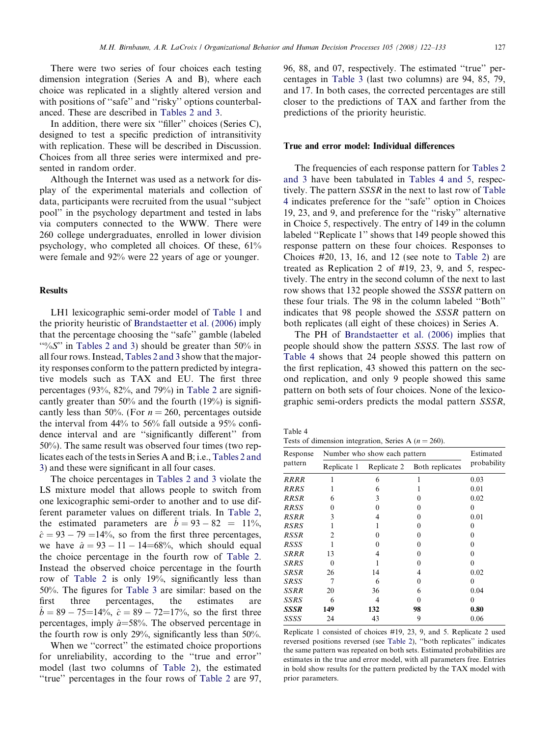There were two series of four choices each testing dimension integration (Series A and B), where each choice was replicated in a slightly altered version and with positions of "safe" and "risky" options counterbalanced. These are described in Tables 2 and 3.

In addition, there were six "filler" choices (Series C), designed to test a specific prediction of intransitivity with replication. These will be described in Discussion. Choices from all three series were intermixed and presented in random order.

Although the Internet was used as a network for display of the experimental materials and collection of data, participants were recruited from the usual "subject pool" in the psychology department and tested in labs via computers connected to the WWW. There were 260 college undergraduates, enrolled in lower division psychology, who completed all choices. Of these, 61% were female and 92% were 22 years of age or younger.

## Results

LH1 lexicographic semi-order model of Table 1 and the priority heuristic of Brandstaetter et al. (2006) imply that the percentage choosing the "safe" gamble (labeled "%*S*" in Tables 2 and 3) should be greater than 50% in all four rows. Instead, Tables 2 and 3 show that the majority responses conform to the pattern predicted by integrative models such as TAX and EU. The first three percentages (93%, 82%, and 79%) in Table 2 are significantly greater than 50% and the fourth (19%) is significantly less than 50%. (For $n = 260$, percentages outside the interval from 44% to 56% fall outside a 95% confidence interval and are "significantly different" from 50%). The same result was observed four times (two replicates each of the tests in Series A and B; i.e., Tables 2 and 3) and these were significant in all four cases.

The choice percentages in Tables 2 and 3 violate the LS mixture model that allows people to switch from one lexicographic semi-order to another and to use different parameter values on different trials. In Table 2, the estimated parameters are $\hat{b} = 93 - 82 = 11\%$, $\hat{c} = 93 - 79 = 14\%$, so from the first three percentages, we have $\hat{a} = 93 - 11 - 14 = 68\%$, which should equal the choice percentage in the fourth row of Table 2. Instead the observed choice percentage in the fourth row of Table 2 is only 19%, significantly less than 50%. The figures for Table 3 are similar: based on the first three percentages, the estimates are $\hat{b} = 89 - 75 = 14\%$, $\hat{c} = 89 - 72 = 17\%$, so the first three percentages, imply $\hat{a} = 58\%$. The observed percentage in the fourth row is only 29%, significantly less than 50%.

When we "correct" the estimated choice proportions for unreliability, according to the "true and error" model (last two columns of Table 2), the estimated "true" percentages in the four rows of Table 2 are 97, 96, 88, and 07, respectively. The estimated "true" percentages in Table 3 (last two columns) are 94, 85, 79, and 17. In both cases, the corrected percentages are still closer to the predictions of TAX and farther from the predictions of the priority heuristic.

### True and error model: Individual differences

The frequencies of each response pattern for Tables 2 and 3 have been tabulated in Tables 4 and 5, respectively. The pattern *SSSR* in the next to last row of Table 4 indicates preference for the "safe" option in Choices 19, 23, and 9, and preference for the "risky" alternative in Choice 5, respectively. The entry of 149 in the column labeled "Replicate 1" shows that 149 people showed this response pattern on these four choices. Responses to Choices #20, 13, 16, and 12 (see note to Table 2) are treated as Replication 2 of #19, 23, 9, and 5, respectively. The entry in the second column of the next to last row shows that 132 people showed the *SSSR* pattern on these four trials. The 98 in the column labeled "Both" indicates that 98 people showed the *SSSR* pattern on both replicates (all eight of these choices) in Series A.

The PH of Brandstaetter et al. (2006) implies that people should show the pattern *SSSS*. The last row of Table 4 shows that 24 people showed this pattern on the first replication, 43 showed this pattern on the second replication, and only 9 people showed this same pattern on both sets of four choices. None of the lexicographic semi-orders predicts the modal pattern *SSSR*,

Table 4
Tests of dimension integration, Series A ($n = 260$).

| Response pattern | Number who show each pattern | | | Estimated probability |
|---|---|---|---|---|
| | Replicate 1 | Replicate 2 | Both replicates | |
| *RRRR* | 1 | 6 | 1 | 0.03 |
| *RRRS* | 1 | 6 | 1 | 0.01 |
| *RRSR* | 6 | 3 | 0 | 0.02 |
| *RRSS* | 0 | 0 | 0 | 0 |
| *RSRR* | 3 | 4 | 0 | 0.01 |
| *RSRS* | 1 | 1 | 0 | 0 |
| *RSSR* | 2 | 0 | 0 | 0 |
| *RSSS* | 1 | 0 | 0 | 0 |
| *SRRR* | 13 | 4 | 0 | 0 |
| *SRRS* | 0 | 1 | 0 | 0 |
| *SRSR* | 26 | 14 | 4 | 0.02 |
| *SRSS* | 7 | 6 | 0 | 0 |
| *SSRR* | 20 | 36 | 6 | 0.04 |
| *SSRS* | 6 | 4 | 0 | 0 |
| ***SSSR*** | **149** | **132** | **98** | **0.80** |
| *SSSS* | 24 | 43 | 9 | 0.06 |

Replicate 1 consisted of choices #19, 23, 9, and 5. Replicate 2 used reversed positions reversed (see Table 2), "both replicates" indicates the same pattern was repeated on both sets. Estimated probabilities are estimates in the true and error model, with all parameters free. Entries in bold show results for the pattern predicted by the TAX model with prior parameters.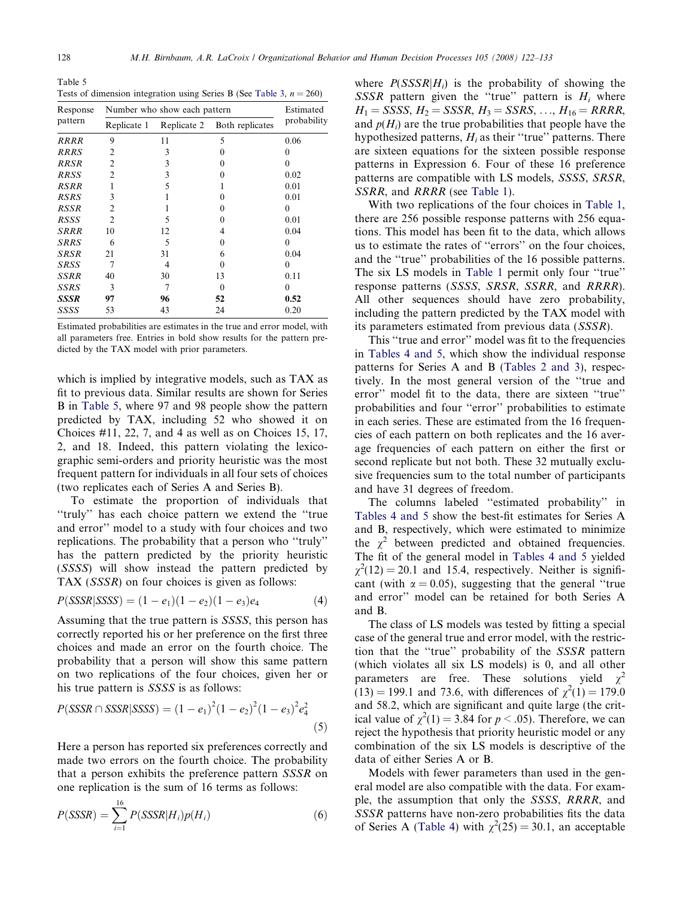Table 5
Tests of dimension integration using Series B (See Table 3, $n = 260$)

| Response pattern | Number who show each pattern | | | Estimated probability |
|---|---|---|---|---|
| | Replicate 1 | Replicate 2 | Both replicates | |
| *RRRR* | 9 | 11 | 5 | 0.06 |
| *RRRS* | 2 | 3 | 0 | 0 |
| *RRSR* | 2 | 3 | 0 | 0 |
| *RRSS* | 2 | 3 | 0 | 0.02 |
| *RSRR* | 1 | 5 | 1 | 0.01 |
| *RSRS* | 3 | 1 | 0 | 0.01 |
| *RSSR* | 2 | 1 | 0 | 0 |
| *RSSS* | 2 | 5 | 0 | 0.01 |
| *SRRR* | 10 | 12 | 4 | 0.04 |
| *SRRS* | 6 | 5 | 0 | 0 |
| *SRSR* | 21 | 31 | 6 | 0.04 |
| *SRSS* | 7 | 4 | 0 | 0 |
| *SSRR* | 40 | 30 | 13 | 0.11 |
| *SSRS* | 3 | 7 | 0 | 0 |
| ***SSSR*** | **97** | **96** | **52** | **0.52** |
| *SSSS* | 53 | 43 | 24 | 0.20 |

Estimated probabilities are estimates in the true and error model, with all parameters free. Entries in bold show results for the pattern predicted by the TAX model with prior parameters.

which is implied by integrative models, such as TAX as fit to previous data. Similar results are shown for Series B in Table 5, where 97 and 98 people show the pattern predicted by TAX, including 52 who showed it on Choices #11, 22, 7, and 4 as well as on Choices 15, 17, 2, and 18. Indeed, this pattern violating the lexicographic semi-orders and priority heuristic was the most frequent pattern for individuals in all four sets of choices (two replicates each of Series A and Series B).

To estimate the proportion of individuals that "truly" has each choice pattern we extend the "true and error" model to a study with four choices and two replications. The probability that a person who "truly" has the pattern predicted by the priority heuristic (*SSSS*) will show instead the pattern predicted by TAX (*SSSR*) on four choices is given as follows:

$$P(SSSR|SSSS) = (1 - e_1)(1 - e_2)(1 - e_3)e_4 \tag{4}$$

Assuming that the true pattern is *SSSS*, this person has correctly reported his or her preference on the first three choices and made an error on the fourth choice. The probability that a person will show this same pattern on two replications of the four choices, given her or his true pattern is *SSSS* is as follows:

$$P(SSSR \cap SSSR|SSSS) = (1 - e_1)^2(1 - e_2)^2(1 - e_3)^2 e_4^2 \tag{5}$$

Here a person has reported six preferences correctly and made two errors on the fourth choice. The probability that a person exhibits the preference pattern *SSSR* on one replication is the sum of 16 terms as follows:

$$P(SSSR) = \sum_{i=1}^{16} P(SSSR|H_i)p(H_i) \tag{6}$$

where $P(SSSR|H_i)$ is the probability of showing the *SSSR* pattern given the "true" pattern is $H_i$ where $H_1 = SSSS$, $H_2 = SSSR$, $H_3 = SSRS$, …, $H_{16} = RRRR$, and $p(H_i)$ are the true probabilities that people have the hypothesized patterns, $H_i$ as their "true" patterns. There are sixteen equations for the sixteen possible response patterns in Expression 6. Four of these 16 preference patterns are compatible with LS models, *SSSS*, *SRSR*, *SSRR*, and *RRRR* (see Table 1).

With two replications of the four choices in Table 1, there are 256 possible response patterns with 256 equations. This model has been fit to the data, which allows us to estimate the rates of "errors" on the four choices, and the "true" probabilities of the 16 possible patterns. The six LS models in Table 1 permit only four "true" response patterns (*SSSS*, *SRSR*, *SSRR*, and *RRRR*). All other sequences should have zero probability, including the pattern predicted by the TAX model with its parameters estimated from previous data (*SSSR*).

This "true and error" model was fit to the frequencies in Tables 4 and 5, which show the individual response patterns for Series A and B (Tables 2 and 3), respectively. In the most general version of the "true and error" model fit to the data, there are sixteen "true" probabilities and four "error" probabilities to estimate in each series. These are estimated from the 16 frequencies of each pattern on both replicates and the 16 average frequencies of each pattern on either the first or second replicate but not both. These 32 mutually exclusive frequencies sum to the total number of participants and have 31 degrees of freedom.

The columns labeled "estimated probability" in Tables 4 and 5 show the best-fit estimates for Series A and B, respectively, which were estimated to minimize the $\chi^2$ between predicted and obtained frequencies. The fit of the general model in Tables 4 and 5 yielded $\chi^2(12) = 20.1$ and 15.4, respectively. Neither is significant (with $\alpha = 0.05$), suggesting that the general "true and error" model can be retained for both Series A and B.

The class of LS models was tested by fitting a special case of the general true and error model, with the restriction that the "true" probability of the *SSSR* pattern (which violates all six LS models) is 0, and all other parameters are free. These solutions yield $\chi^2(13) = 199.1$ and 73.6, with differences of $\chi^2(1) = 179.0$ and 58.2, which are significant and quite large (the critical value of $\chi^2(1) = 3.84$ for $p < .05$). Therefore, we can reject the hypothesis that priority heuristic model or any combination of the six LS models is descriptive of the data of either Series A or B.

Models with fewer parameters than used in the general model are also compatible with the data. For example, the assumption that only the *SSSS*, *RRRR*, and *SSSR* patterns have non-zero probabilities fits the data of Series A (Table 4) with $\chi^2(25) = 30.1$, an acceptable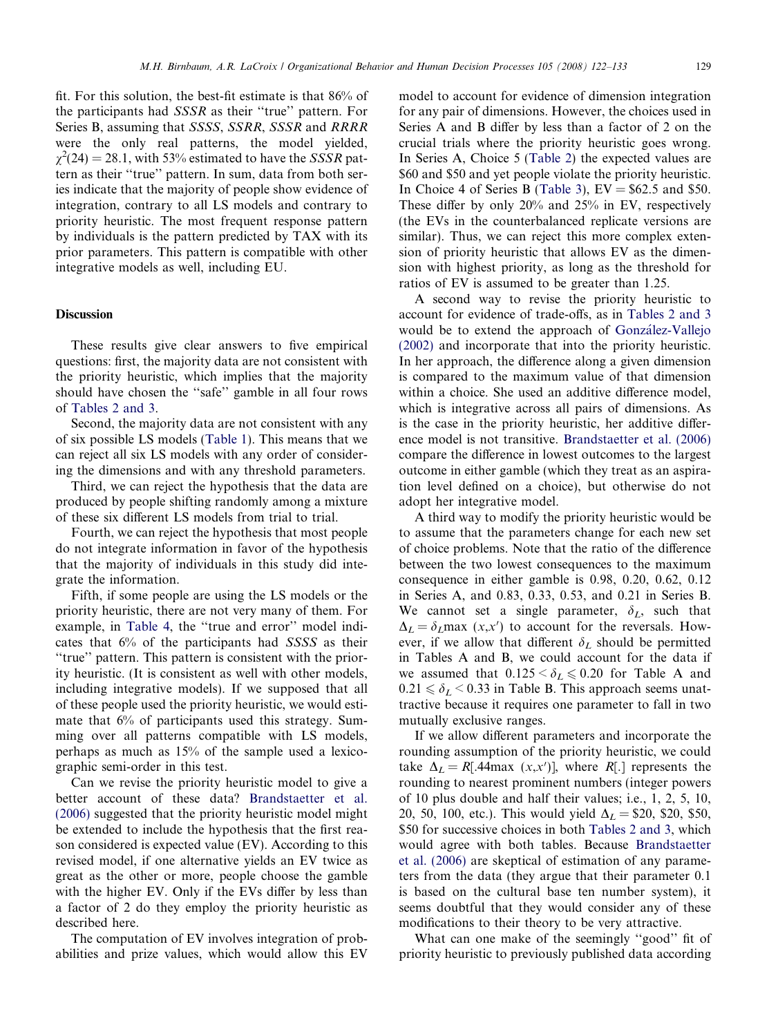fit. For this solution, the best-fit estimate is that 86% of the participants had *SSSR* as their "true" pattern. For Series B, assuming that *SSSS*, *SSRR*, *SSSR* and *RRRR* were the only real patterns, the model yielded, $\chi^2(24) = 28.1$, with 53% estimated to have the *SSSR* pattern as their "true" pattern. In sum, data from both series indicate that the majority of people show evidence of integration, contrary to all LS models and contrary to priority heuristic. The most frequent response pattern by individuals is the pattern predicted by TAX with its prior parameters. This pattern is compatible with other integrative models as well, including EU.

## Discussion

These results give clear answers to five empirical questions: first, the majority data are not consistent with the priority heuristic, which implies that the majority should have chosen the "safe" gamble in all four rows of Tables 2 and 3.

Second, the majority data are not consistent with any of six possible LS models (Table 1). This means that we can reject all six LS models with any order of considering the dimensions and with any threshold parameters.

Third, we can reject the hypothesis that the data are produced by people shifting randomly among a mixture of these six different LS models from trial to trial.

Fourth, we can reject the hypothesis that most people do not integrate information in favor of the hypothesis that the majority of individuals in this study did integrate the information.

Fifth, if some people are using the LS models or the priority heuristic, there are not very many of them. For example, in Table 4, the "true and error" model indicates that 6% of the participants had *SSSS* as their "true" pattern. This pattern is consistent with the priority heuristic. (It is consistent as well with other models, including integrative models). If we supposed that all of these people used the priority heuristic, we would estimate that 6% of participants used this strategy. Summing over all patterns compatible with LS models, perhaps as much as 15% of the sample used a lexicographic semi-order in this test.

Can we revise the priority heuristic model to give a better account of these data? Brandstaetter et al. (2006) suggested that the priority heuristic model might be extended to include the hypothesis that the first reason considered is expected value (EV). According to this revised model, if one alternative yields an EV twice as great as the other or more, people choose the gamble with the higher EV. Only if the EVs differ by less than a factor of 2 do they employ the priority heuristic as described here.

The computation of EV involves integration of probabilities and prize values, which would allow this EV model to account for evidence of dimension integration for any pair of dimensions. However, the choices used in Series A and B differ by less than a factor of 2 on the crucial trials where the priority heuristic goes wrong. In Series A, Choice 5 (Table 2) the expected values are \$60 and \$50 and yet people violate the priority heuristic. In Choice 4 of Series B (Table 3), EV = \$62.5 and \$50. These differ by only 20% and 25% in EV, respectively (the EVs in the counterbalanced replicate versions are similar). Thus, we can reject this more complex extension of priority heuristic that allows EV as the dimension with highest priority, as long as the threshold for ratios of EV is assumed to be greater than 1.25.

A second way to revise the priority heuristic to account for evidence of trade-offs, as in Tables 2 and 3 would be to extend the approach of González-Vallejo (2002) and incorporate that into the priority heuristic. In her approach, the difference along a given dimension is compared to the maximum value of that dimension within a choice. She used an additive difference model, which is integrative across all pairs of dimensions. As is the case in the priority heuristic, her additive difference model is not transitive. Brandstaetter et al. (2006) compare the difference in lowest outcomes to the largest outcome in either gamble (which they treat as an aspiration level defined on a choice), but otherwise do not adopt her integrative model.

A third way to modify the priority heuristic would be to assume that the parameters change for each new set of choice problems. Note that the ratio of the difference between the two lowest consequences to the maximum consequence in either gamble is 0.98, 0.20, 0.62, 0.12 in Series A, and 0.83, 0.33, 0.53, and 0.21 in Series B. We cannot set a single parameter, $\delta_L$, such that $\Delta_L = \delta_L \max(x, x')$ to account for the reversals. However, if we allow that different $\delta_L$ should be permitted in Tables A and B, we could account for the data if we assumed that $0.125 < \delta_L \leqslant 0.20$ for Table A and $0.21 \leqslant \delta_L < 0.33$ in Table B. This approach seems unattractive because it requires one parameter to fall in two mutually exclusive ranges.

If we allow different parameters and incorporate the rounding assumption of the priority heuristic, we could take $\Delta_L = R[.44\max(x, x')]$, where $R[.]$ represents the rounding to nearest prominent numbers (integer powers of 10 plus double and half their values; i.e., 1, 2, 5, 10, 20, 50, 100, etc.). This would yield $\Delta_L =$ \$20, \$20, \$50, \$50 for successive choices in both Tables 2 and 3, which would agree with both tables. Because Brandstaetter et al. (2006) are skeptical of estimation of any parameters from the data (they argue that their parameter 0.1 is based on the cultural base ten number system), it seems doubtful that they would consider any of these modifications to their theory to be very attractive.

What can one make of the seemingly "good" fit of priority heuristic to previously published data according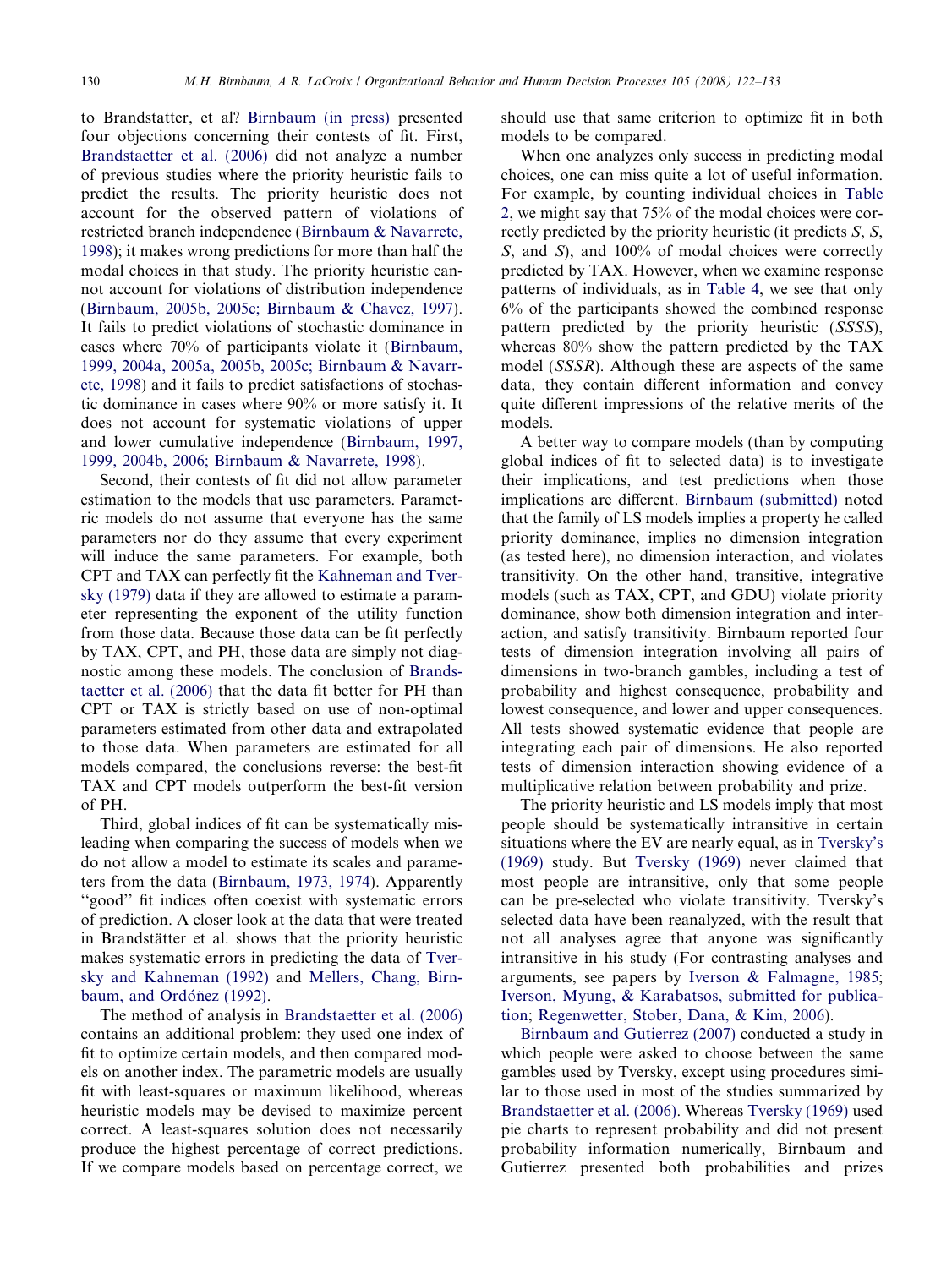to Brandstatter, et al? Birnbaum (in press) presented four objections concerning their contests of fit. First, Brandstaetter et al. (2006) did not analyze a number of previous studies where the priority heuristic fails to predict the results. The priority heuristic does not account for the observed pattern of violations of restricted branch independence (Birnbaum & Navarrete, 1998); it makes wrong predictions for more than half the modal choices in that study. The priority heuristic cannot account for violations of distribution independence (Birnbaum, 2005b, 2005c; Birnbaum & Chavez, 1997). It fails to predict violations of stochastic dominance in cases where 70% of participants violate it (Birnbaum, 1999, 2004a, 2005a, 2005b, 2005c; Birnbaum & Navarrete, 1998) and it fails to predict satisfactions of stochastic dominance in cases where 90% or more satisfy it. It does not account for systematic violations of upper and lower cumulative independence (Birnbaum, 1997, 1999, 2004b, 2006; Birnbaum & Navarrete, 1998).

Second, their contests of fit did not allow parameter estimation to the models that use parameters. Parametric models do not assume that everyone has the same parameters nor do they assume that every experiment will induce the same parameters. For example, both CPT and TAX can perfectly fit the Kahneman and Tversky (1979) data if they are allowed to estimate a parameter representing the exponent of the utility function from those data. Because those data can be fit perfectly by TAX, CPT, and PH, those data are simply not diagnostic among these models. The conclusion of Brandstaetter et al. (2006) that the data fit better for PH than CPT or TAX is strictly based on use of non-optimal parameters estimated from other data and extrapolated to those data. When parameters are estimated for all models compared, the conclusions reverse: the best-fit TAX and CPT models outperform the best-fit version of PH.

Third, global indices of fit can be systematically misleading when comparing the success of models when we do not allow a model to estimate its scales and parameters from the data (Birnbaum, 1973, 1974). Apparently "good" fit indices often coexist with systematic errors of prediction. A closer look at the data that were treated in Brandstätter et al. shows that the priority heuristic makes systematic errors in predicting the data of Tversky and Kahneman (1992) and Mellers, Chang, Birnbaum, and Ordóñez (1992).

The method of analysis in Brandstaetter et al. (2006) contains an additional problem: they used one index of fit to optimize certain models, and then compared models on another index. The parametric models are usually fit with least-squares or maximum likelihood, whereas heuristic models may be devised to maximize percent correct. A least-squares solution does not necessarily produce the highest percentage of correct predictions. If we compare models based on percentage correct, we should use that same criterion to optimize fit in both models to be compared.

When one analyzes only success in predicting modal choices, one can miss quite a lot of useful information. For example, by counting individual choices in Table 2, we might say that 75% of the modal choices were correctly predicted by the priority heuristic (it predicts *S*, *S*, *S*, and *S*), and 100% of modal choices were correctly predicted by TAX. However, when we examine response patterns of individuals, as in Table 4, we see that only 6% of the participants showed the combined response pattern predicted by the priority heuristic (*SSSS*), whereas 80% show the pattern predicted by the TAX model (*SSSR*). Although these are aspects of the same data, they contain different information and convey quite different impressions of the relative merits of the models.

A better way to compare models (than by computing global indices of fit to selected data) is to investigate their implications, and test predictions when those implications are different. Birnbaum (submitted) noted that the family of LS models implies a property he called priority dominance, implies no dimension integration (as tested here), no dimension interaction, and violates transitivity. On the other hand, transitive, integrative models (such as TAX, CPT, and GDU) violate priority dominance, show both dimension integration and interaction, and satisfy transitivity. Birnbaum reported four tests of dimension integration involving all pairs of dimensions in two-branch gambles, including a test of probability and highest consequence, probability and lowest consequence, and lower and upper consequences. All tests showed systematic evidence that people are integrating each pair of dimensions. He also reported tests of dimension interaction showing evidence of a multiplicative relation between probability and prize.

The priority heuristic and LS models imply that most people should be systematically intransitive in certain situations where the EV are nearly equal, as in Tversky's (1969) study. But Tversky (1969) never claimed that most people are intransitive, only that some people can be pre-selected who violate transitivity. Tversky's selected data have been reanalyzed, with the result that not all analyses agree that anyone was significantly intransitive in his study (For contrasting analyses and arguments, see papers by Iverson & Falmagne, 1985; Iverson, Myung, & Karabatsos, submitted for publication; Regenwetter, Stober, Dana, & Kim, 2006).

Birnbaum and Gutierrez (2007) conducted a study in which people were asked to choose between the same gambles used by Tversky, except using procedures similar to those used in most of the studies summarized by Brandstaetter et al. (2006). Whereas Tversky (1969) used pie charts to represent probability and did not present probability information numerically, Birnbaum and Gutierrez presented both probabilities and prizes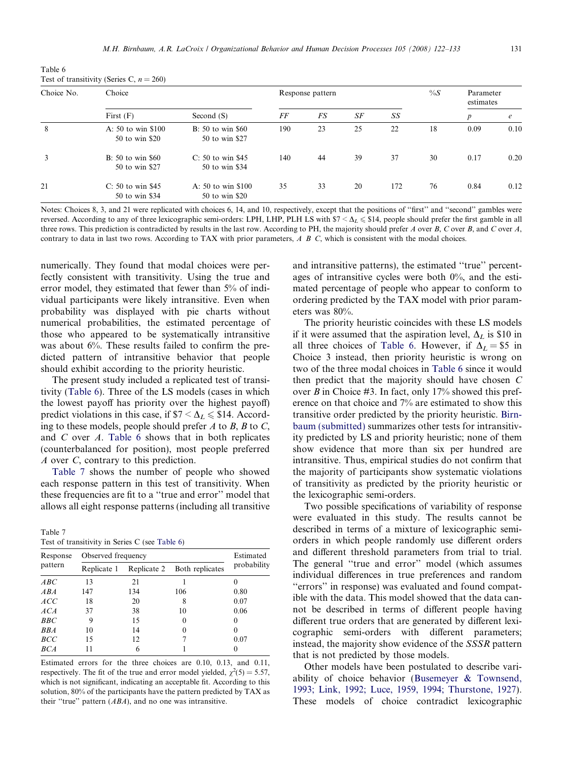Table 6
Test of transitivity (Series C, $n = 260$)

| Choice No. | Choice | | Response pattern | | | | %S | Parameter estimates | |
|---|---|---|---|---|---|---|---|---|---|
| | First (F) | Second (S) | FF | FS | SF | SS | | p | e |
| 8 | A: 50 to win \$100<br>50 to win \$20 | B: 50 to win \$60<br>50 to win \$27 | 190 | 23 | 25 | 22 | 18 | 0.09 | 0.10 |
| 3 | B: 50 to win \$60<br>50 to win \$27 | C: 50 to win \$45<br>50 to win \$34 | 140 | 44 | 39 | 37 | 30 | 0.17 | 0.20 |
| 21 | C: 50 to win \$45<br>50 to win \$34 | A: 50 to win \$100<br>50 to win \$20 | 35 | 33 | 20 | 172 | 76 | 0.84 | 0.12 |

Notes: Choices 8, 3, and 21 were replicated with choices 6, 14, and 10, respectively, except that the positions of "first" and "second" gambles were reversed. According to any of three lexicographic semi-orders: LPH, LHP, PLH LS with $\$7 < \Delta_L \leqslant \$14$, people should prefer the first gamble in all three rows. This prediction is contradicted by results in the last row. According to PH, the majority should prefer $A$ over $B$, $C$ over $B$, and $C$ over $A$, contrary to data in last two rows. According to TAX with prior parameters, $A$ $B$ $C$, which is consistent with the modal choices.

numerically. They found that modal choices were perfectly consistent with transitivity. Using the true and error model, they estimated that fewer than 5% of individual participants were likely intransitive. Even when probability was displayed with pie charts without numerical probabilities, the estimated percentage of those who appeared to be systematically intransitive was about 6%. These results failed to confirm the predicted pattern of intransitive behavior that people should exhibit according to the priority heuristic.

The present study included a replicated test of transitivity (Table 6). Three of the LS models (cases in which the lowest payoff has priority over the highest payoff) predict violations in this case, if $\$7 < \Delta_L \leqslant \$14$. According to these models, people should prefer $A$ to $B$, $B$ to $C$, and $C$ over $A$. Table 6 shows that in both replicates (counterbalanced for position), most people preferred $A$ over $C$, contrary to this prediction.

Table 7 shows the number of people who showed each response pattern in this test of transitivity. When these frequencies are fit to a "true and error" model that allows all eight response patterns (including all transitive and intransitive patterns), the estimated "true" percentages of intransitive cycles were both 0%, and the estimated percentage of people who appear to conform to ordering predicted by the TAX model with prior parameters was 80%.

Table 7
Test of transitivity in Series C (see Table 6)

| Response pattern | Observed frequency | | | Estimated probability |
|---|---|---|---|---|
| | Replicate 1 | Replicate 2 | Both replicates | |
| ABC | 13 | 21 | 1 | 0 |
| ABA | 147 | 134 | 106 | 0.80 |
| ACC | 18 | 20 | 8 | 0.07 |
| ACA | 37 | 38 | 10 | 0.06 |
| BBC | 9 | 15 | 0 | 0 |
| BBA | 10 | 14 | 0 | 0 |
| BCC | 15 | 12 | 7 | 0.07 |
| BCA | 11 | 6 | 1 | 0 |

Estimated errors for the three choices are 0.10, 0.13, and 0.11, respectively. The fit of the true and error model yielded, $\chi^2(5) = 5.57$, which is not significant, indicating an acceptable fit. According to this solution, 80% of the participants have the pattern predicted by TAX as their "true" pattern ($ABA$), and no one was intransitive.

The priority heuristic coincides with these LS models if it were assumed that the aspiration level, $\Delta_L$ is \$10 in all three choices of Table 6. However, if $\Delta_L = \$5$ in Choice 3 instead, then priority heuristic is wrong on two of the three modal choices in Table 6 since it would then predict that the majority should have chosen $C$ over $B$ in Choice #3. In fact, only 17% showed this preference on that choice and 7% are estimated to show this transitive order predicted by the priority heuristic. Birnbaum (submitted) summarizes other tests for intransitivity predicted by LS and priority heuristic; none of them show evidence that more than six per hundred are intransitive. Thus, empirical studies do not confirm that the majority of participants show systematic violations of transitivity as predicted by the priority heuristic or the lexicographic semi-orders.

Two possible specifications of variability of response were evaluated in this study. The results cannot be described in terms of a mixture of lexicographic semi-orders in which people randomly use different orders and different threshold parameters from trial to trial. The general "true and error" model (which assumes individual differences in true preferences and random "errors" in response) was evaluated and found compatible with the data. This model showed that the data cannot be described in terms of different people having different true orders that are generated by different lexicographic semi-orders with different parameters; instead, the majority show evidence of the $SSSR$ pattern that is not predicted by those models.

Other models have been postulated to describe variability of choice behavior (Busemeyer & Townsend, 1993; Link, 1992; Luce, 1959, 1994; Thurstone, 1927). These models of choice contradict lexicographic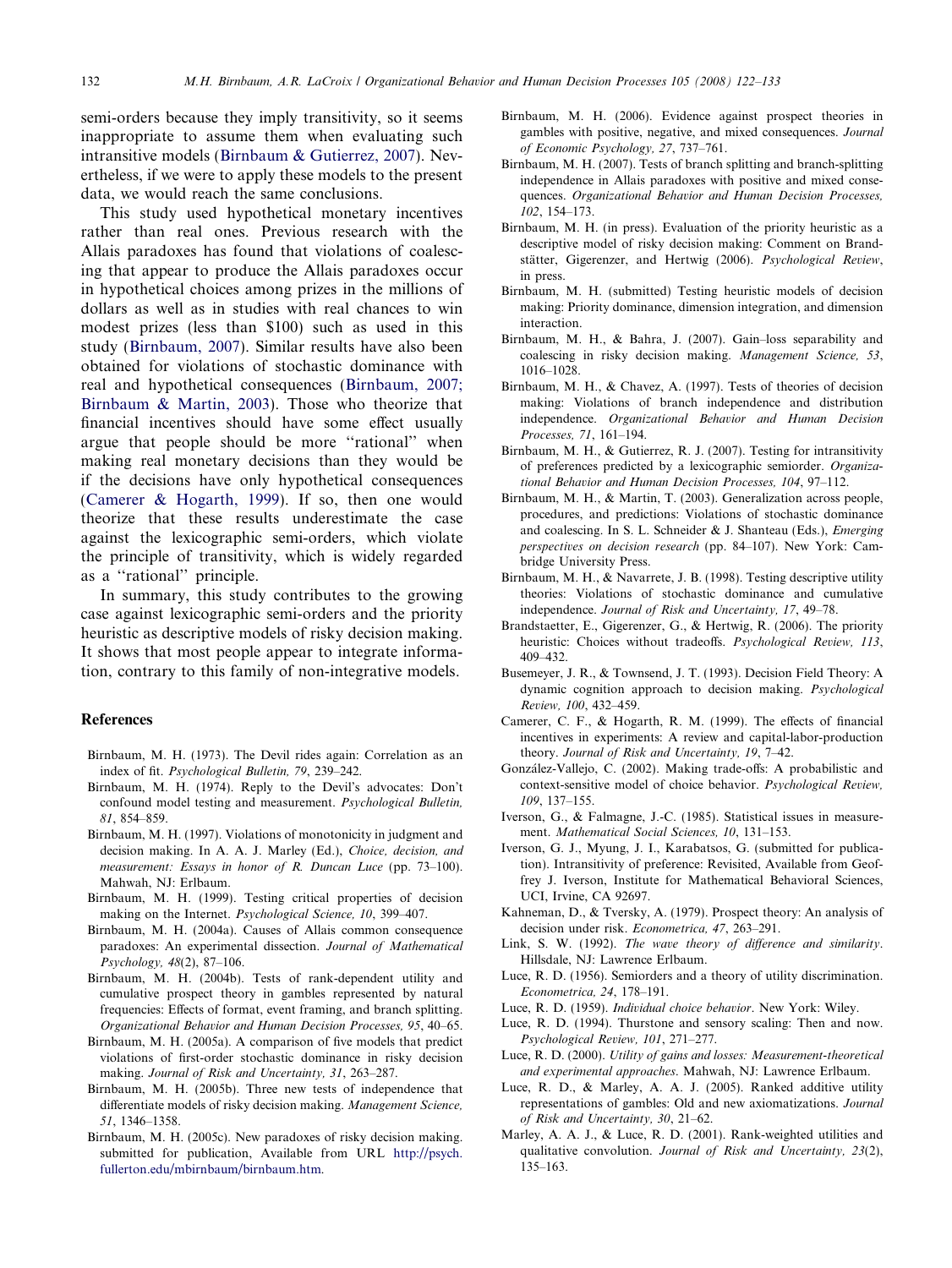semi-orders because they imply transitivity, so it seems inappropriate to assume them when evaluating such intransitive models (Birnbaum & Gutierrez, 2007). Nevertheless, if we were to apply these models to the present data, we would reach the same conclusions.

This study used hypothetical monetary incentives rather than real ones. Previous research with the Allais paradoxes has found that violations of coalescing that appear to produce the Allais paradoxes occur in hypothetical choices among prizes in the millions of dollars as well as in studies with real chances to win modest prizes (less than \$100) such as used in this study (Birnbaum, 2007). Similar results have also been obtained for violations of stochastic dominance with real and hypothetical consequences (Birnbaum, 2007; Birnbaum & Martin, 2003). Those who theorize that financial incentives should have some effect usually argue that people should be more "rational" when making real monetary decisions than they would be if the decisions have only hypothetical consequences (Camerer & Hogarth, 1999). If so, then one would theorize that these results underestimate the case against the lexicographic semi-orders, which violate the principle of transitivity, which is widely regarded as a "rational" principle.

In summary, this study contributes to the growing case against lexicographic semi-orders and the priority heuristic as descriptive models of risky decision making. It shows that most people appear to integrate information, contrary to this family of non-integrative models.

## References

Birnbaum, M. H. (1973). The Devil rides again: Correlation as an index of fit. *Psychological Bulletin, 79*, 239–242.

Birnbaum, M. H. (1974). Reply to the Devil's advocates: Don't confound model testing and measurement. *Psychological Bulletin, 81*, 854–859.

Birnbaum, M. H. (1997). Violations of monotonicity in judgment and decision making. In A. A. J. Marley (Ed.), *Choice, decision, and measurement: Essays in honor of R. Duncan Luce* (pp. 73–100). Mahwah, NJ: Erlbaum.

Birnbaum, M. H. (1999). Testing critical properties of decision making on the Internet. *Psychological Science, 10*, 399–407.

Birnbaum, M. H. (2004a). Causes of Allais common consequence paradoxes: An experimental dissection. *Journal of Mathematical Psychology, 48*(2), 87–106.

Birnbaum, M. H. (2004b). Tests of rank-dependent utility and cumulative prospect theory in gambles represented by natural frequencies: Effects of format, event framing, and branch splitting. *Organizational Behavior and Human Decision Processes, 95*, 40–65.

Birnbaum, M. H. (2005a). A comparison of five models that predict violations of first-order stochastic dominance in risky decision making. *Journal of Risk and Uncertainty, 31*, 263–287.

Birnbaum, M. H. (2005b). Three new tests of independence that differentiate models of risky decision making. *Management Science, 51*, 1346–1358.

Birnbaum, M. H. (2005c). New paradoxes of risky decision making. submitted for publication, Available from URL http://psych.fullerton.edu/mbirnbaum/birnbaum.htm.

Birnbaum, M. H. (2006). Evidence against prospect theories in gambles with positive, negative, and mixed consequences. *Journal of Economic Psychology, 27*, 737–761.

Birnbaum, M. H. (2007). Tests of branch splitting and branch-splitting independence in Allais paradoxes with positive and mixed consequences. *Organizational Behavior and Human Decision Processes, 102*, 154–173.

Birnbaum, M. H. (in press). Evaluation of the priority heuristic as a descriptive model of risky decision making: Comment on Brandstätter, Gigerenzer, and Hertwig (2006). *Psychological Review*, in press.

Birnbaum, M. H. (submitted) Testing heuristic models of decision making: Priority dominance, dimension integration, and dimension interaction.

Birnbaum, M. H., & Bahra, J. (2007). Gain–loss separability and coalescing in risky decision making. *Management Science, 53*, 1016–1028.

Birnbaum, M. H., & Chavez, A. (1997). Tests of theories of decision making: Violations of branch independence and distribution independence. *Organizational Behavior and Human Decision Processes, 71*, 161–194.

Birnbaum, M. H., & Gutierrez, R. J. (2007). Testing for intransitivity of preferences predicted by a lexicographic semiorder. *Organizational Behavior and Human Decision Processes, 104*, 97–112.

Birnbaum, M. H., & Martin, T. (2003). Generalization across people, procedures, and predictions: Violations of stochastic dominance and coalescing. In S. L. Schneider & J. Shanteau (Eds.), *Emerging perspectives on decision research* (pp. 84–107). New York: Cambridge University Press.

Birnbaum, M. H., & Navarrete, J. B. (1998). Testing descriptive utility theories: Violations of stochastic dominance and cumulative independence. *Journal of Risk and Uncertainty, 17*, 49–78.

Brandstaetter, E., Gigerenzer, G., & Hertwig, R. (2006). The priority heuristic: Choices without tradeoffs. *Psychological Review, 113*, 409–432.

Busemeyer, J. R., & Townsend, J. T. (1993). Decision Field Theory: A dynamic cognition approach to decision making. *Psychological Review, 100*, 432–459.

Camerer, C. F., & Hogarth, R. M. (1999). The effects of financial incentives in experiments: A review and capital-labor-production theory. *Journal of Risk and Uncertainty, 19*, 7–42.

González-Vallejo, C. (2002). Making trade-offs: A probabilistic and context-sensitive model of choice behavior. *Psychological Review, 109*, 137–155.

Iverson, G., & Falmagne, J.-C. (1985). Statistical issues in measurement. *Mathematical Social Sciences, 10*, 131–153.

Iverson, G. J., Myung, J. I., Karabatsos, G. (submitted for publication). Intransitivity of preference: Revisited, Available from Geoffrey J. Iverson, Institute for Mathematical Behavioral Sciences, UCI, Irvine, CA 92697.

Kahneman, D., & Tversky, A. (1979). Prospect theory: An analysis of decision under risk. *Econometrica, 47*, 263–291.

Link, S. W. (1992). *The wave theory of difference and similarity*. Hillsdale, NJ: Lawrence Erlbaum.

Luce, R. D. (1956). Semiorders and a theory of utility discrimination. *Econometrica, 24*, 178–191.

Luce, R. D. (1959). *Individual choice behavior*. New York: Wiley.

Luce, R. D. (1994). Thurstone and sensory scaling: Then and now. *Psychological Review, 101*, 271–277.

Luce, R. D. (2000). *Utility of gains and losses: Measurement-theoretical and experimental approaches*. Mahwah, NJ: Lawrence Erlbaum.

Luce, R. D., & Marley, A. A. J. (2005). Ranked additive utility representations of gambles: Old and new axiomatizations. *Journal of Risk and Uncertainty, 30*, 21–62.

Marley, A. A. J., & Luce, R. D. (2001). Rank-weighted utilities and qualitative convolution. *Journal of Risk and Uncertainty, 23*(2), 135–163.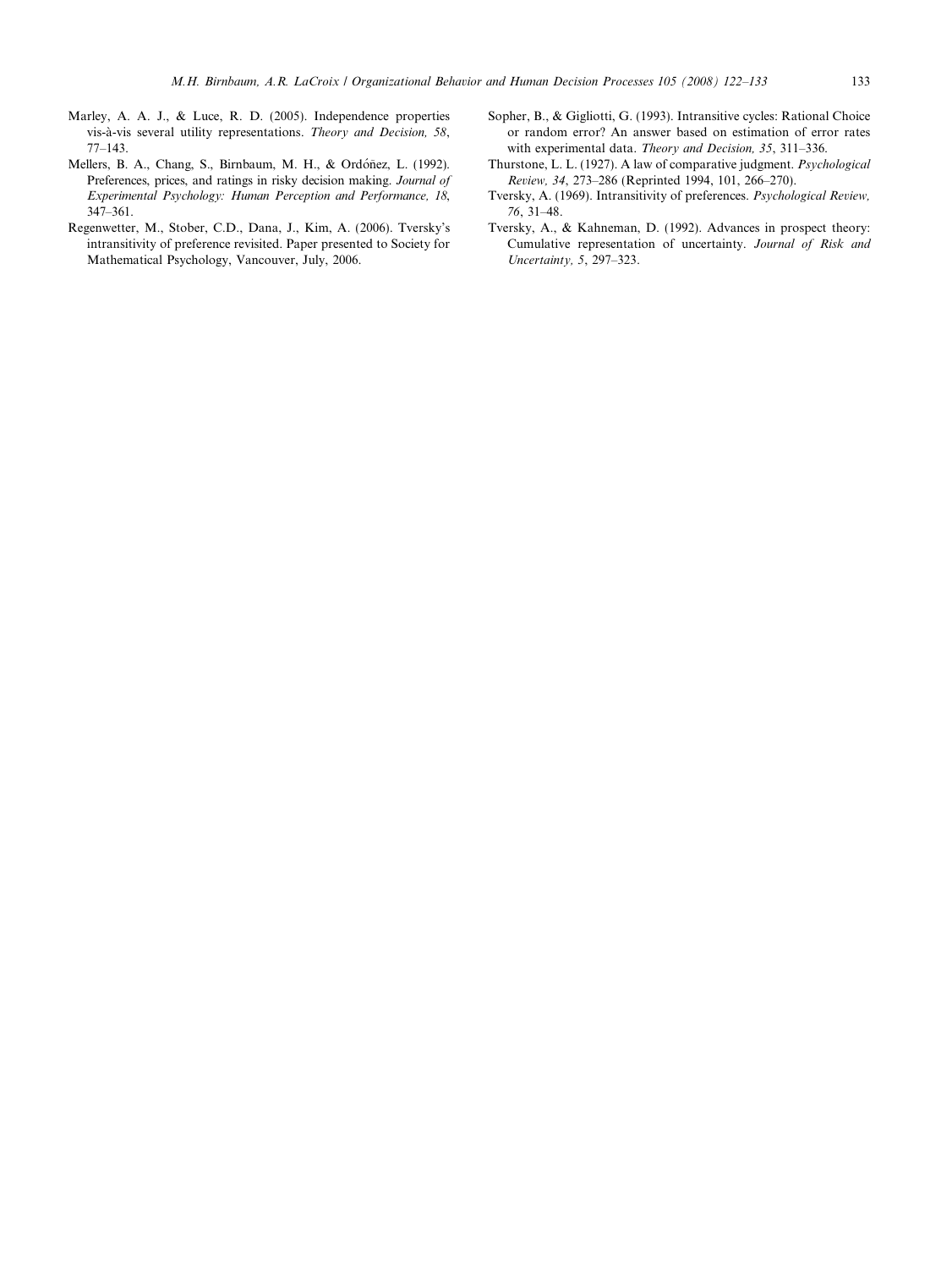Marley, A. A. J., & Luce, R. D. (2005). Independence properties vis-à-vis several utility representations. *Theory and Decision, 58*, 77–143.

Mellers, B. A., Chang, S., Birnbaum, M. H., & Ordóñez, L. (1992). Preferences, prices, and ratings in risky decision making. *Journal of Experimental Psychology: Human Perception and Performance, 18*, 347–361.

Regenwetter, M., Stober, C.D., Dana, J., Kim, A. (2006). Tversky's intransitivity of preference revisited. Paper presented to Society for Mathematical Psychology, Vancouver, July, 2006.

Sopher, B., & Gigliotti, G. (1993). Intransitive cycles: Rational Choice or random error? An answer based on estimation of error rates with experimental data. *Theory and Decision, 35*, 311–336.

Thurstone, L. L. (1927). A law of comparative judgment. *Psychological Review, 34*, 273–286 (Reprinted 1994, 101, 266–270).

Tversky, A. (1969). Intransitivity of preferences. *Psychological Review, 76*, 31–48.

Tversky, A., & Kahneman, D. (1992). Advances in prospect theory: Cumulative representation of uncertainty. *Journal of Risk and Uncertainty, 5*, 297–323.